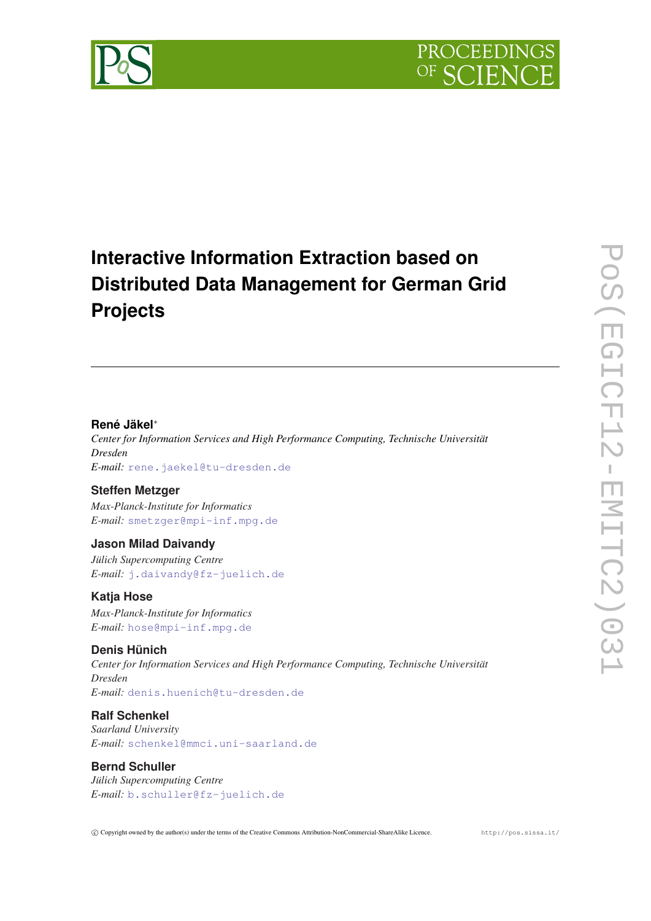# Interactive Information Extraction based on Distributed Data Management for German Grid Projects

---

**René Jäkel***

*Center for Information Services and High Performance Computing, Technische Universität Dresden*

*E-mail:* rene.jaekel@tu-dresden.de

**Steffen Metzger**

*Max-Planck-Institute for Informatics*

*E-mail:* smetzger@mpi-inf.mpg.de

**Jason Milad Daivandy**

*Jülich Supercomputing Centre*

*E-mail:* j.daivandy@fz-juelich.de

**Katja Hose**

*Max-Planck-Institute for Informatics*

*E-mail:* hose@mpi-inf.mpg.de

**Denis Hünich**

*Center for Information Services and High Performance Computing, Technische Universität Dresden*

*E-mail:* denis.huenich@tu-dresden.de

**Ralf Schenkel**

*Saarland University*

*E-mail:* schenkel@mmci.uni-saarland.de

**Bernd Schuller**

*Jülich Supercomputing Centre*

*E-mail:* b.schuller@fz-juelich.de

© Copyright owned by the author(s) under the terms of the Creative Commons Attribution-NonCommercial-ShareAlike Licence. http://pos.sissa.it/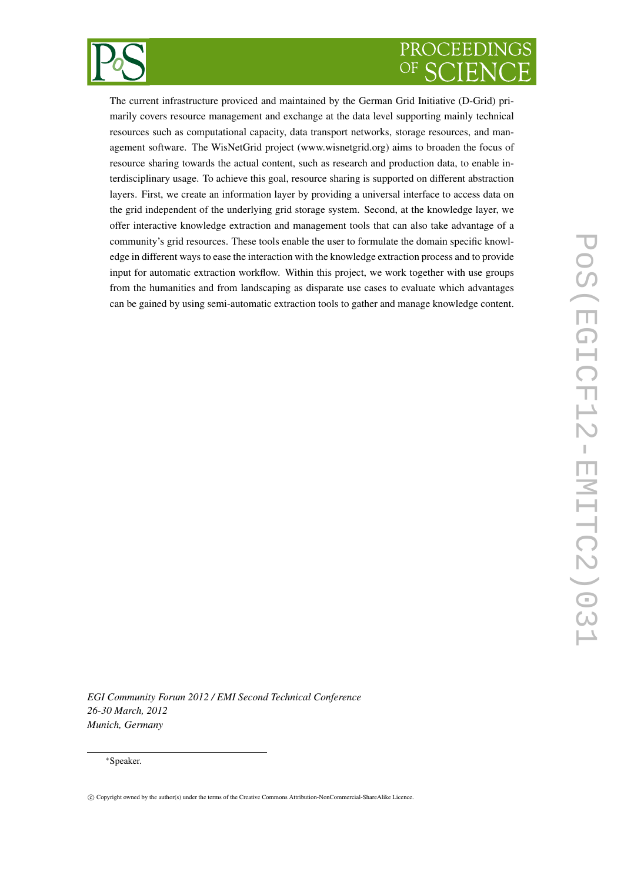The current infrastructure proviced and maintained by the German Grid Initiative (D-Grid) primarily covers resource management and exchange at the data level supporting mainly technical resources such as computational capacity, data transport networks, storage resources, and management software. The WisNetGrid project (www.wisnetgrid.org) aims to broaden the focus of resource sharing towards the actual content, such as research and production data, to enable interdisciplinary usage. To achieve this goal, resource sharing is supported on different abstraction layers. First, we create an information layer by providing a universal interface to access data on the grid independent of the underlying grid storage system. Second, at the knowledge layer, we offer interactive knowledge extraction and management tools that can also take advantage of a community's grid resources. These tools enable the user to formulate the domain specific knowledge in different ways to ease the interaction with the knowledge extraction process and to provide input for automatic extraction workflow. Within this project, we work together with use groups from the humanities and from landscaping as disparate use cases to evaluate which advantages can be gained by using semi-automatic extraction tools to gather and manage knowledge content.

*EGI Community Forum 2012 / EMI Second Technical Conference*
*26-30 March, 2012*
*Munich, Germany*

*Speaker.

© Copyright owned by the author(s) under the terms of the Creative Commons Attribution-NonCommercial-ShareAlike Licence.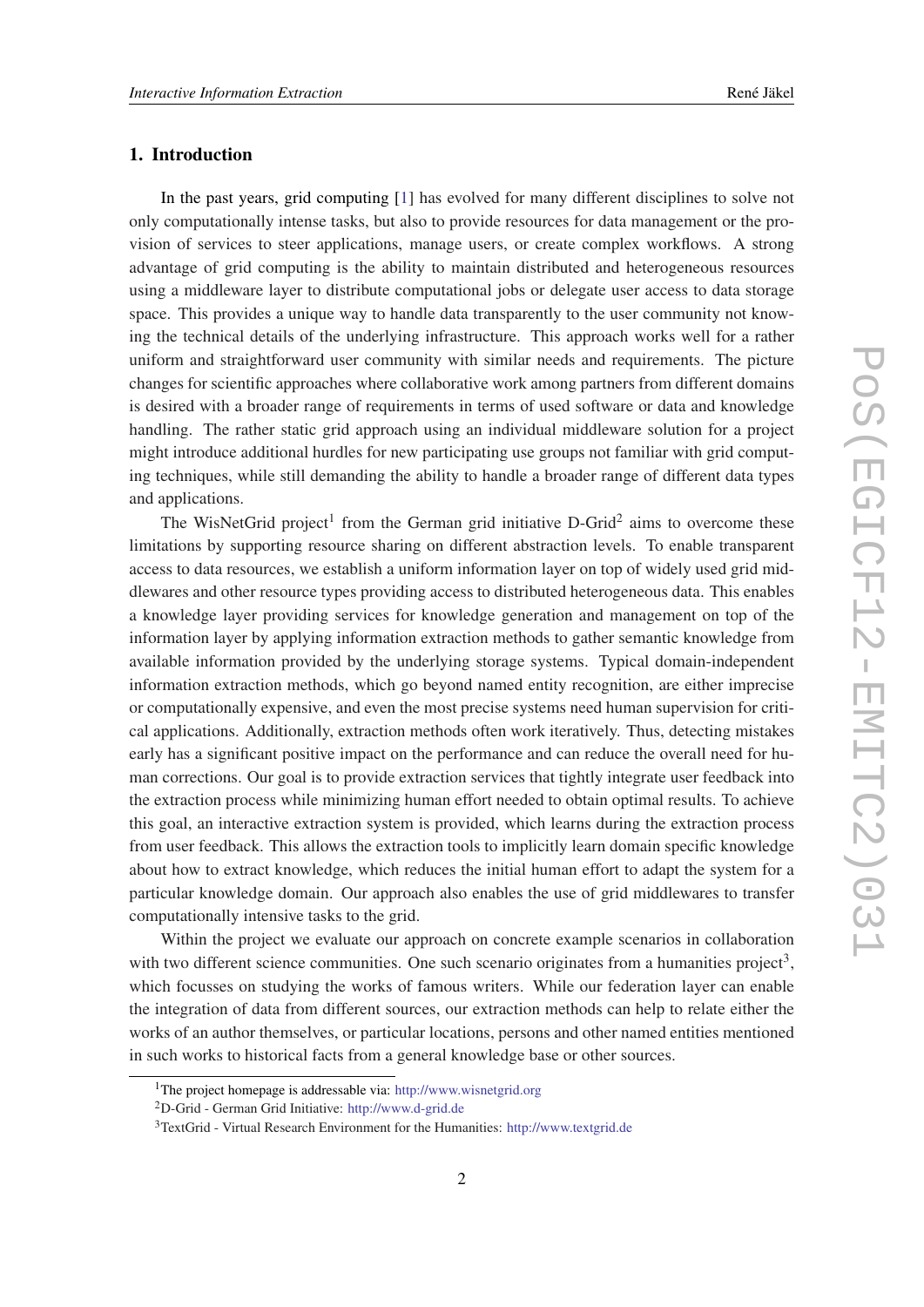## 1. Introduction

In the past years, grid computing [1] has evolved for many different disciplines to solve not only computationally intense tasks, but also to provide resources for data management or the provision of services to steer applications, manage users, or create complex workflows. A strong advantage of grid computing is the ability to maintain distributed and heterogeneous resources using a middleware layer to distribute computational jobs or delegate user access to data storage space. This provides a unique way to handle data transparently to the user community not knowing the technical details of the underlying infrastructure. This approach works well for a rather uniform and straightforward user community with similar needs and requirements. The picture changes for scientific approaches where collaborative work among partners from different domains is desired with a broader range of requirements in terms of used software or data and knowledge handling. The rather static grid approach using an individual middleware solution for a project might introduce additional hurdles for new participating use groups not familiar with grid computing techniques, while still demanding the ability to handle a broader range of different data types and applications.

The WisNetGrid project[1] from the German grid initiative D-Grid[2] aims to overcome these limitations by supporting resource sharing on different abstraction levels. To enable transparent access to data resources, we establish a uniform information layer on top of widely used grid middlewares and other resource types providing access to distributed heterogeneous data. This enables a knowledge layer providing services for knowledge generation and management on top of the information layer by applying information extraction methods to gather semantic knowledge from available information provided by the underlying storage systems. Typical domain-independent information extraction methods, which go beyond named entity recognition, are either imprecise or computationally expensive, and even the most precise systems need human supervision for critical applications. Additionally, extraction methods often work iteratively. Thus, detecting mistakes early has a significant positive impact on the performance and can reduce the overall need for human corrections. Our goal is to provide extraction services that tightly integrate user feedback into the extraction process while minimizing human effort needed to obtain optimal results. To achieve this goal, an interactive extraction system is provided, which learns during the extraction process from user feedback. This allows the extraction tools to implicitly learn domain specific knowledge about how to extract knowledge, which reduces the initial human effort to adapt the system for a particular knowledge domain. Our approach also enables the use of grid middlewares to transfer computationally intensive tasks to the grid.

Within the project we evaluate our approach on concrete example scenarios in collaboration with two different science communities. One such scenario originates from a humanities project[3], which focusses on studying the works of famous writers. While our federation layer can enable the integration of data from different sources, our extraction methods can help to relate either the works of an author themselves, or particular locations, persons and other named entities mentioned in such works to historical facts from a general knowledge base or other sources.

[1] The project homepage is addressable via: http://www.wisnetgrid.org

[2] D-Grid - German Grid Initiative: http://www.d-grid.de

[3] TextGrid - Virtual Research Environment for the Humanities: http://www.textgrid.de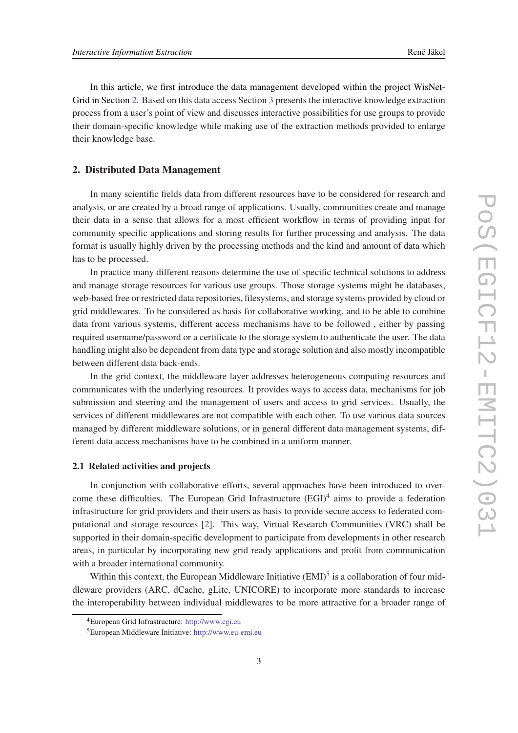In this article, we first introduce the data management developed within the project WisNet-Grid in Section 2. Based on this data access Section 3 presents the interactive knowledge extraction process from a user's point of view and discusses interactive possibilities for use groups to provide their domain-specific knowledge while making use of the extraction methods provided to enlarge their knowledge base.

## 2. Distributed Data Management

In many scientific fields data from different resources have to be considered for research and analysis, or are created by a broad range of applications. Usually, communities create and manage their data in a sense that allows for a most efficient workflow in terms of providing input for community specific applications and storing results for further processing and analysis. The data format is usually highly driven by the processing methods and the kind and amount of data which has to be processed.

In practice many different reasons determine the use of specific technical solutions to address and manage storage resources for various use groups. Those storage systems might be databases, web-based free or restricted data repositories, filesystems, and storage systems provided by cloud or grid middlewares. To be considered as basis for collaborative working, and to be able to combine data from various systems, different access mechanisms have to be followed , either by passing required username/password or a certificate to the storage system to authenticate the user. The data handling might also be dependent from data type and storage solution and also mostly incompatible between different data back-ends.

In the grid context, the middleware layer addresses heterogeneous computing resources and communicates with the underlying resources. It provides ways to access data, mechanisms for job submission and steering and the management of users and access to grid services. Usually, the services of different middlewares are not compatible with each other. To use various data sources managed by different middleware solutions, or in general different data management systems, different data access mechanisms have to be combined in a uniform manner.

### 2.1 Related activities and projects

In conjunction with collaborative efforts, several approaches have been introduced to overcome these difficulties. The European Grid Infrastructure (EGI)[4] aims to provide a federation infrastructure for grid providers and their users as basis to provide secure access to federated computational and storage resources [2]. This way, Virtual Research Communities (VRC) shall be supported in their domain-specific development to participate from developments in other research areas, in particular by incorporating new grid ready applications and profit from communication with a broader international community.

Within this context, the European Middleware Initiative (EMI)[5] is a collaboration of four middleware providers (ARC, dCache, gLite, UNICORE) to incorporate more standards to increase the interoperability between individual middlewares to be more attractive for a broader range of

[4] European Grid Infrastructure: http://www.egi.eu

[5] European Middleware Initiative: http://www.eu-emi.eu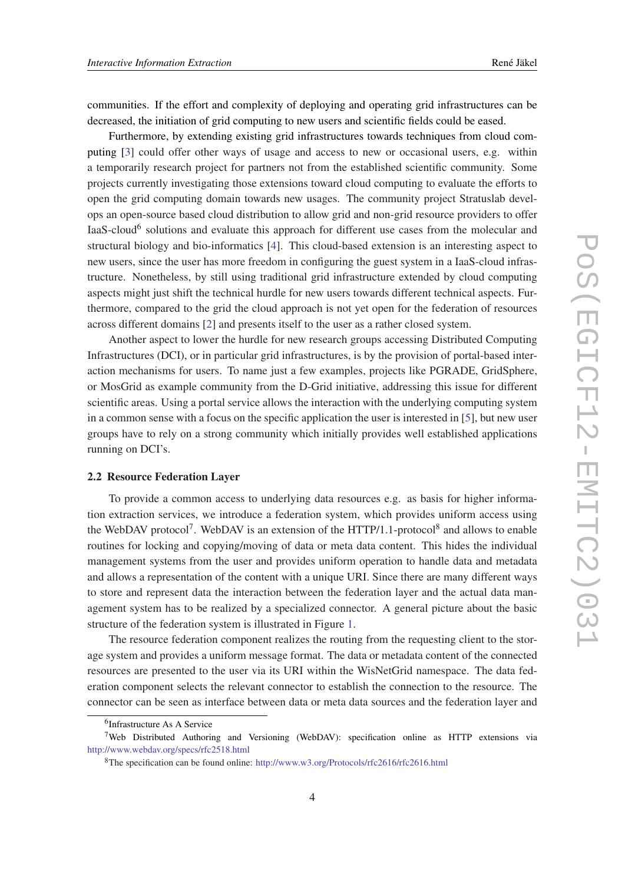communities. If the effort and complexity of deploying and operating grid infrastructures can be decreased, the initiation of grid computing to new users and scientific fields could be eased.

Furthermore, by extending existing grid infrastructures towards techniques from cloud computing [3] could offer other ways of usage and access to new or occasional users, e.g. within a temporarily research project for partners not from the established scientific community. Some projects currently investigating those extensions toward cloud computing to evaluate the efforts to open the grid computing domain towards new usages. The community project Stratuslab develops an open-source based cloud distribution to allow grid and non-grid resource providers to offer IaaS-cloud[6] solutions and evaluate this approach for different use cases from the molecular and structural biology and bio-informatics [4]. This cloud-based extension is an interesting aspect to new users, since the user has more freedom in configuring the guest system in a IaaS-cloud infrastructure. Nonetheless, by still using traditional grid infrastructure extended by cloud computing aspects might just shift the technical hurdle for new users towards different technical aspects. Furthermore, compared to the grid the cloud approach is not yet open for the federation of resources across different domains [2] and presents itself to the user as a rather closed system.

Another aspect to lower the hurdle for new research groups accessing Distributed Computing Infrastructures (DCI), or in particular grid infrastructures, is by the provision of portal-based interaction mechanisms for users. To name just a few examples, projects like PGRADE, GridSphere, or MosGrid as example community from the D-Grid initiative, addressing this issue for different scientific areas. Using a portal service allows the interaction with the underlying computing system in a common sense with a focus on the specific application the user is interested in [5], but new user groups have to rely on a strong community which initially provides well established applications running on DCI's.

### 2.2 Resource Federation Layer

To provide a common access to underlying data resources e.g. as basis for higher information extraction services, we introduce a federation system, which provides uniform access using the WebDAV protocol[7]. WebDAV is an extension of the HTTP/1.1-protocol[8] and allows to enable routines for locking and copying/moving of data or meta data content. This hides the individual management systems from the user and provides uniform operation to handle data and metadata and allows a representation of the content with a unique URI. Since there are many different ways to store and represent data the interaction between the federation layer and the actual data management system has to be realized by a specialized connector. A general picture about the basic structure of the federation system is illustrated in Figure 1.

The resource federation component realizes the routing from the requesting client to the storage system and provides a uniform message format. The data or metadata content of the connected resources are presented to the user via its URI within the WisNetGrid namespace. The data federation component selects the relevant connector to establish the connection to the resource. The connector can be seen as interface between data or meta data sources and the federation layer and

---

[6] Infrastructure As A Service

[7] Web Distributed Authoring and Versioning (WebDAV): specification online as HTTP extensions via http://www.webdav.org/specs/rfc2518.html

[8] The specification can be found online: http://www.w3.org/Protocols/rfc2616/rfc2616.html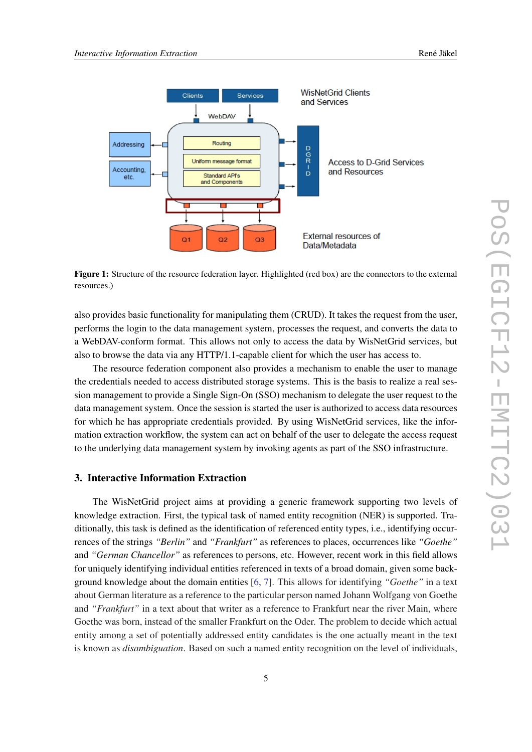**Figure 1:** Structure of the resource federation layer. Highlighted (red box) are the connectors to the external resources.)

also provides basic functionality for manipulating them (CRUD). It takes the request from the user, performs the login to the data management system, processes the request, and converts the data to a WebDAV-conform format. This allows not only to access the data by WisNetGrid services, but also to browse the data via any HTTP/1.1-capable client for which the user has access to.

The resource federation component also provides a mechanism to enable the user to manage the credentials needed to access distributed storage systems. This is the basis to realize a real session management to provide a Single Sign-On (SSO) mechanism to delegate the user request to the data management system. Once the session is started the user is authorized to access data resources for which he has appropriate credentials provided. By using WisNetGrid services, like the information extraction workflow, the system can act on behalf of the user to delegate the access request to the underlying data management system by invoking agents as part of the SSO infrastructure.

## 3. Interactive Information Extraction

The WisNetGrid project aims at providing a generic framework supporting two levels of knowledge extraction. First, the typical task of named entity recognition (NER) is supported. Traditionally, this task is defined as the identification of referenced entity types, i.e., identifying occurrences of the strings *"Berlin"* and *"Frankfurt"* as references to places, occurrences like *"Goethe"* and *"German Chancellor"* as references to persons, etc. However, recent work in this field allows for uniquely identifying individual entities referenced in texts of a broad domain, given some background knowledge about the domain entities [6, 7]. This allows for identifying *"Goethe"* in a text about German literature as a reference to the particular person named Johann Wolfgang von Goethe and *"Frankfurt"* in a text about that writer as a reference to Frankfurt near the river Main, where Goethe was born, instead of the smaller Frankfurt on the Oder. The problem to decide which actual entity among a set of potentially addressed entity candidates is the one actually meant in the text is known as *disambiguation*. Based on such a named entity recognition on the level of individuals,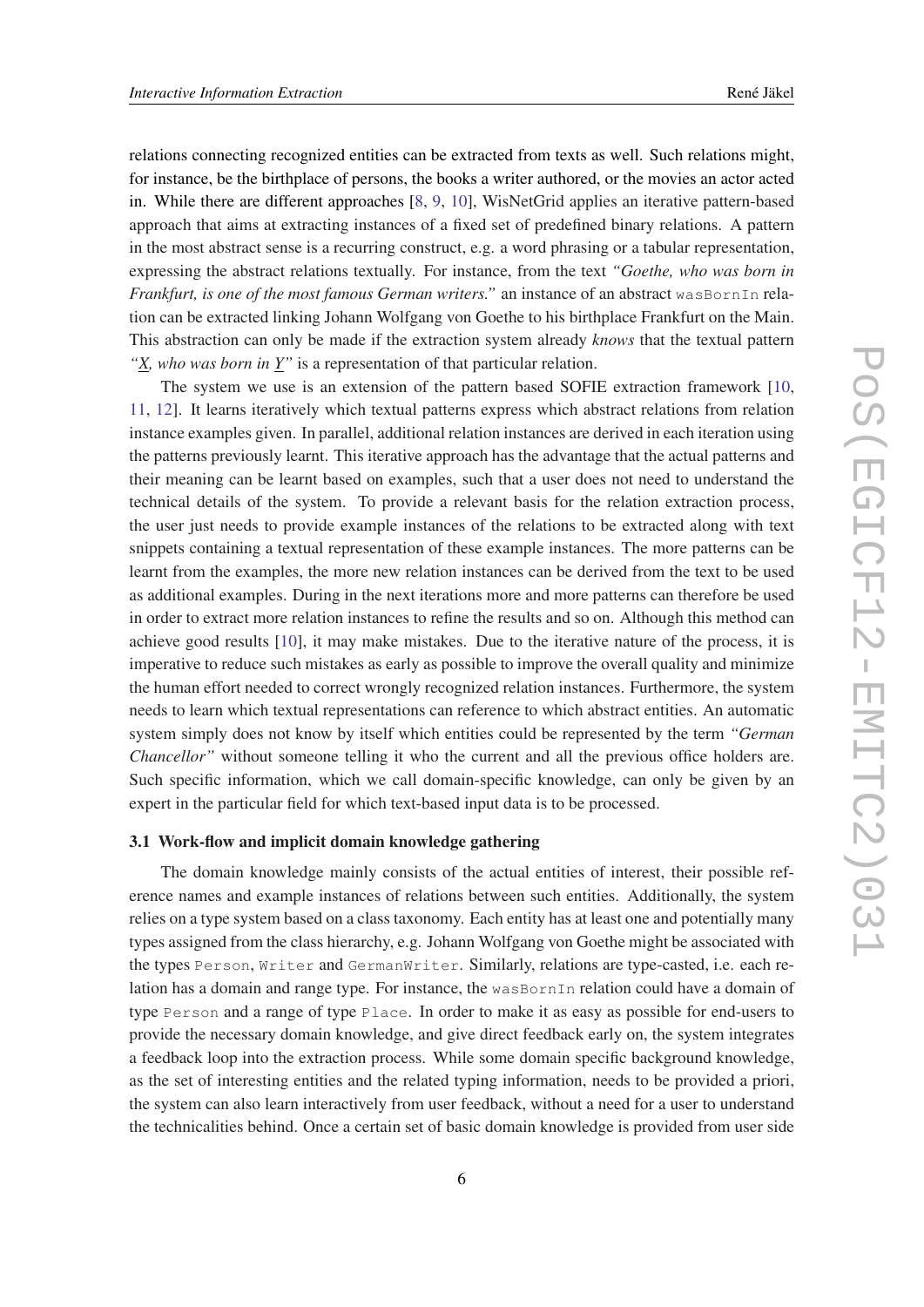relations connecting recognized entities can be extracted from texts as well. Such relations might, for instance, be the birthplace of persons, the books a writer authored, or the movies an actor acted in. While there are different approaches [8, 9, 10], WisNetGrid applies an iterative pattern-based approach that aims at extracting instances of a fixed set of predefined binary relations. A pattern in the most abstract sense is a recurring construct, e.g. a word phrasing or a tabular representation, expressing the abstract relations textually. For instance, from the text *"Goethe, who was born in Frankfurt, is one of the most famous German writers."* an instance of an abstract `wasBornIn` relation can be extracted linking Johann Wolfgang von Goethe to his birthplace Frankfurt on the Main. This abstraction can only be made if the extraction system already *knows* that the textual pattern *"X, who was born in Y"* is a representation of that particular relation.

The system we use is an extension of the pattern based SOFIE extraction framework [10, 11, 12]. It learns iteratively which textual patterns express which abstract relations from relation instance examples given. In parallel, additional relation instances are derived in each iteration using the patterns previously learnt. This iterative approach has the advantage that the actual patterns and their meaning can be learnt based on examples, such that a user does not need to understand the technical details of the system. To provide a relevant basis for the relation extraction process, the user just needs to provide example instances of the relations to be extracted along with text snippets containing a textual representation of these example instances. The more patterns can be learnt from the examples, the more new relation instances can be derived from the text to be used as additional examples. During in the next iterations more and more patterns can therefore be used in order to extract more relation instances to refine the results and so on. Although this method can achieve good results [10], it may make mistakes. Due to the iterative nature of the process, it is imperative to reduce such mistakes as early as possible to improve the overall quality and minimize the human effort needed to correct wrongly recognized relation instances. Furthermore, the system needs to learn which textual representations can reference to which abstract entities. An automatic system simply does not know by itself which entities could be represented by the term *"German Chancellor"* without someone telling it who the current and all the previous office holders are. Such specific information, which we call domain-specific knowledge, can only be given by an expert in the particular field for which text-based input data is to be processed.

### 3.1 Work-flow and implicit domain knowledge gathering

The domain knowledge mainly consists of the actual entities of interest, their possible reference names and example instances of relations between such entities. Additionally, the system relies on a type system based on a class taxonomy. Each entity has at least one and potentially many types assigned from the class hierarchy, e.g. Johann Wolfgang von Goethe might be associated with the types `Person`, `Writer` and `GermanWriter`. Similarly, relations are type-casted, i.e. each relation has a domain and range type. For instance, the `wasBornIn` relation could have a domain of type `Person` and a range of type `Place`. In order to make it as easy as possible for end-users to provide the necessary domain knowledge, and give direct feedback early on, the system integrates a feedback loop into the extraction process. While some domain specific background knowledge, as the set of interesting entities and the related typing information, needs to be provided a priori, the system can also learn interactively from user feedback, without a need for a user to understand the technicalities behind. Once a certain set of basic domain knowledge is provided from user side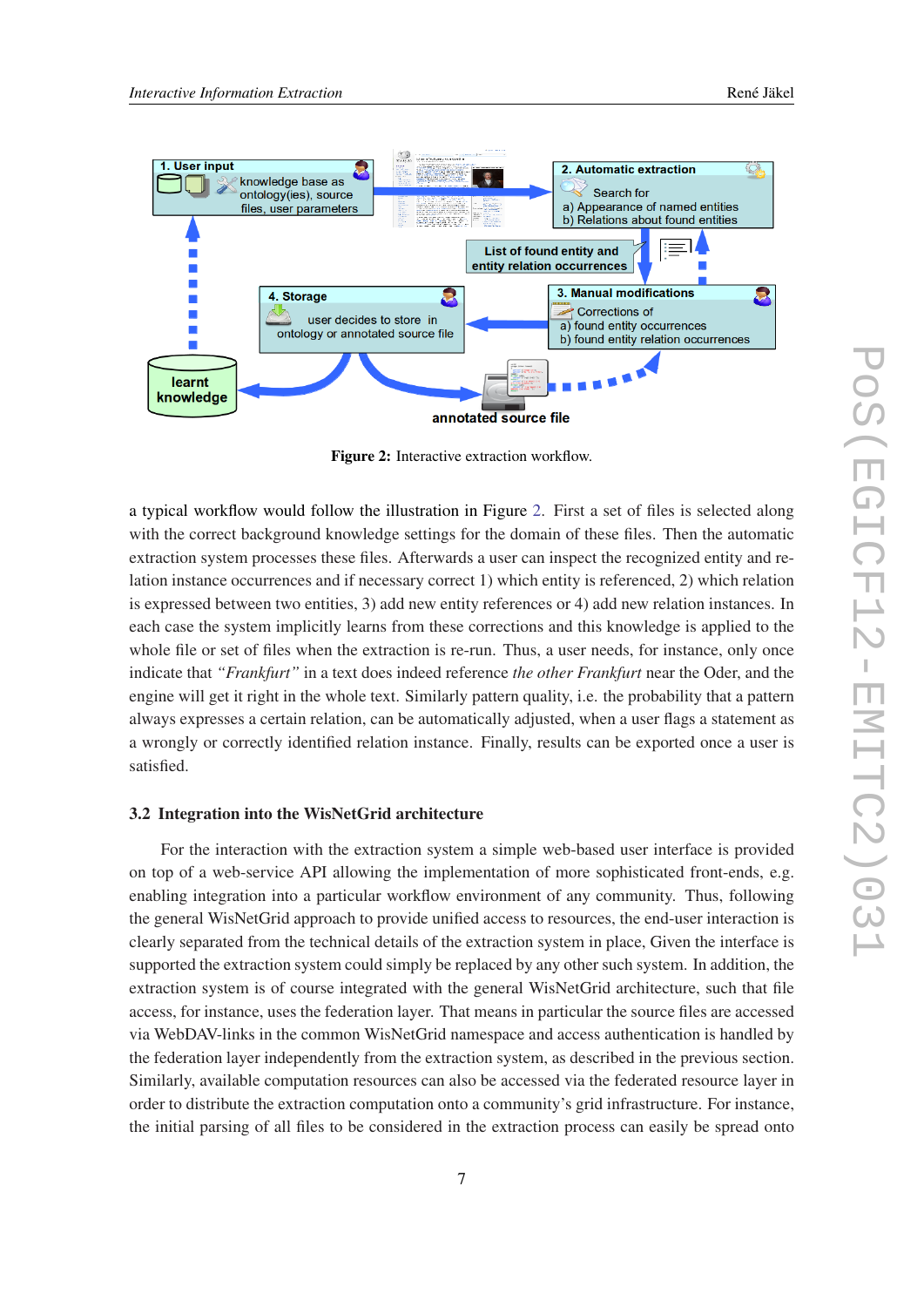**Figure 2:** Interactive extraction workflow.

a typical workflow would follow the illustration in Figure 2. First a set of files is selected along with the correct background knowledge settings for the domain of these files. Then the automatic extraction system processes these files. Afterwards a user can inspect the recognized entity and relation instance occurrences and if necessary correct 1) which entity is referenced, 2) which relation is expressed between two entities, 3) add new entity references or 4) add new relation instances. In each case the system implicitly learns from these corrections and this knowledge is applied to the whole file or set of files when the extraction is re-run. Thus, a user needs, for instance, only once indicate that *"Frankfurt"* in a text does indeed reference *the other Frankfurt* near the Oder, and the engine will get it right in the whole text. Similarly pattern quality, i.e. the probability that a pattern always expresses a certain relation, can be automatically adjusted, when a user flags a statement as a wrongly or correctly identified relation instance. Finally, results can be exported once a user is satisfied.

### 3.2 Integration into the WisNetGrid architecture

For the interaction with the extraction system a simple web-based user interface is provided on top of a web-service API allowing the implementation of more sophisticated front-ends, e.g. enabling integration into a particular workflow environment of any community. Thus, following the general WisNetGrid approach to provide unified access to resources, the end-user interaction is clearly separated from the technical details of the extraction system in place, Given the interface is supported the extraction system could simply be replaced by any other such system. In addition, the extraction system is of course integrated with the general WisNetGrid architecture, such that file access, for instance, uses the federation layer. That means in particular the source files are accessed via WebDAV-links in the common WisNetGrid namespace and access authentication is handled by the federation layer independently from the extraction system, as described in the previous section. Similarly, available computation resources can also be accessed via the federated resource layer in order to distribute the extraction computation onto a community's grid infrastructure. For instance, the initial parsing of all files to be considered in the extraction process can easily be spread onto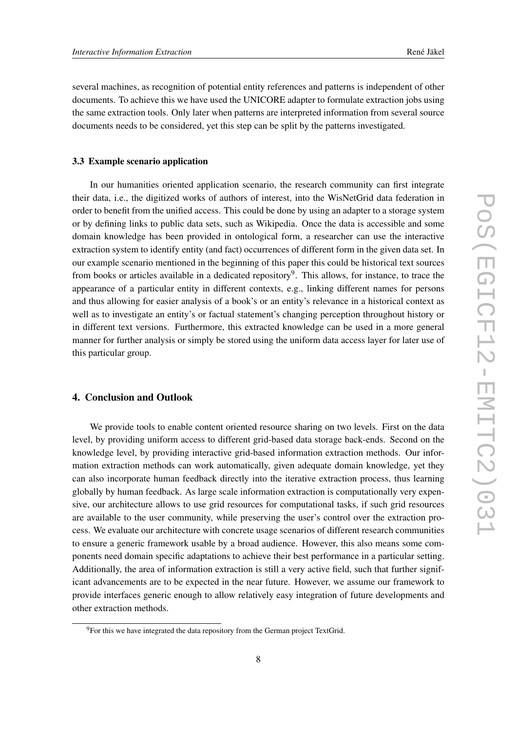several machines, as recognition of potential entity references and patterns is independent of other documents. To achieve this we have used the UNICORE adapter to formulate extraction jobs using the same extraction tools. Only later when patterns are interpreted information from several source documents needs to be considered, yet this step can be split by the patterns investigated.

### 3.3 Example scenario application

In our humanities oriented application scenario, the research community can first integrate their data, i.e., the digitized works of authors of interest, into the WisNetGrid data federation in order to benefit from the unified access. This could be done by using an adapter to a storage system or by defining links to public data sets, such as Wikipedia. Once the data is accessible and some domain knowledge has been provided in ontological form, a researcher can use the interactive extraction system to identify entity (and fact) occurrences of different form in the given data set. In our example scenario mentioned in the beginning of this paper this could be historical text sources from books or articles available in a dedicated repository[9]. This allows, for instance, to trace the appearance of a particular entity in different contexts, e.g., linking different names for persons and thus allowing for easier analysis of a book's or an entity's relevance in a historical context as well as to investigate an entity's or factual statement's changing perception throughout history or in different text versions. Furthermore, this extracted knowledge can be used in a more general manner for further analysis or simply be stored using the uniform data access layer for later use of this particular group.

## 4. Conclusion and Outlook

We provide tools to enable content oriented resource sharing on two levels. First on the data level, by providing uniform access to different grid-based data storage back-ends. Second on the knowledge level, by providing interactive grid-based information extraction methods. Our information extraction methods can work automatically, given adequate domain knowledge, yet they can also incorporate human feedback directly into the iterative extraction process, thus learning globally by human feedback. As large scale information extraction is computationally very expensive, our architecture allows to use grid resources for computational tasks, if such grid resources are available to the user community, while preserving the user's control over the extraction process. We evaluate our architecture with concrete usage scenarios of different research communities to ensure a generic framework usable by a broad audience. However, this also means some components need domain specific adaptations to achieve their best performance in a particular setting. Additionally, the area of information extraction is still a very active field, such that further significant advancements are to be expected in the near future. However, we assume our framework to provide interfaces generic enough to allow relatively easy integration of future developments and other extraction methods.

[9] For this we have integrated the data repository from the German project TextGrid.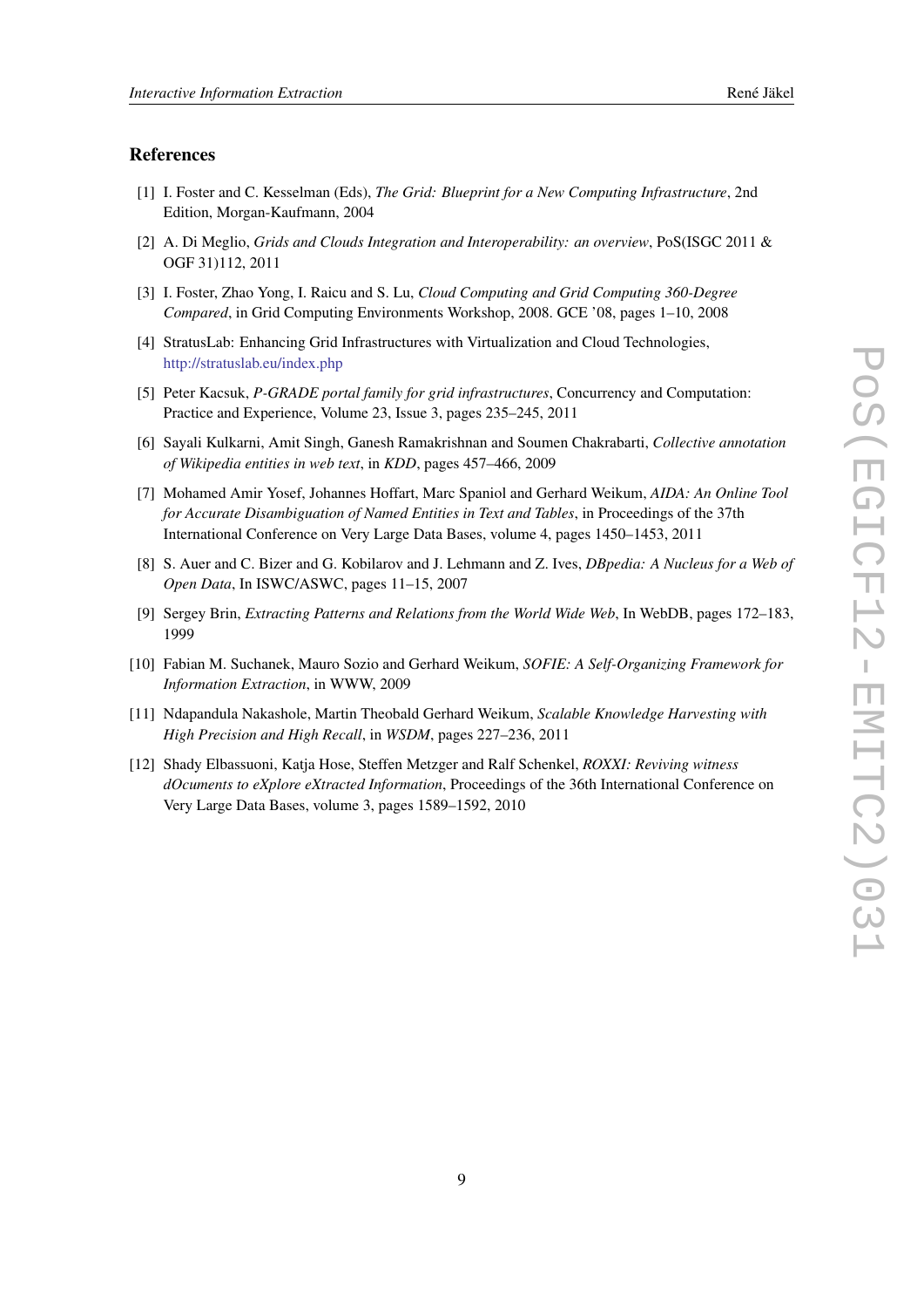## References

[1] I. Foster and C. Kesselman (Eds), *The Grid: Blueprint for a New Computing Infrastructure*, 2nd Edition, Morgan-Kaufmann, 2004

[2] A. Di Meglio, *Grids and Clouds Integration and Interoperability: an overview*, PoS(ISGC 2011 & OGF 31)112, 2011

[3] I. Foster, Zhao Yong, I. Raicu and S. Lu, *Cloud Computing and Grid Computing 360-Degree Compared*, in Grid Computing Environments Workshop, 2008. GCE '08, pages 1–10, 2008

[4] StratusLab: Enhancing Grid Infrastructures with Virtualization and Cloud Technologies, http://stratuslab.eu/index.php

[5] Peter Kacsuk, *P-GRADE portal family for grid infrastructures*, Concurrency and Computation: Practice and Experience, Volume 23, Issue 3, pages 235–245, 2011

[6] Sayali Kulkarni, Amit Singh, Ganesh Ramakrishnan and Soumen Chakrabarti, *Collective annotation of Wikipedia entities in web text*, in *KDD*, pages 457–466, 2009

[7] Mohamed Amir Yosef, Johannes Hoffart, Marc Spaniol and Gerhard Weikum, *AIDA: An Online Tool for Accurate Disambiguation of Named Entities in Text and Tables*, in Proceedings of the 37th International Conference on Very Large Data Bases, volume 4, pages 1450–1453, 2011

[8] S. Auer and C. Bizer and G. Kobilarov and J. Lehmann and Z. Ives, *DBpedia: A Nucleus for a Web of Open Data*, In ISWC/ASWC, pages 11–15, 2007

[9] Sergey Brin, *Extracting Patterns and Relations from the World Wide Web*, In WebDB, pages 172–183, 1999

[10] Fabian M. Suchanek, Mauro Sozio and Gerhard Weikum, *SOFIE: A Self-Organizing Framework for Information Extraction*, in WWW, 2009

[11] Ndapandula Nakashole, Martin Theobald Gerhard Weikum, *Scalable Knowledge Harvesting with High Precision and High Recall*, in *WSDM*, pages 227–236, 2011

[12] Shady Elbassuoni, Katja Hose, Steffen Metzger and Ralf Schenkel, *ROXXI: Reviving witness dOcuments to eXplore eXtracted Information*, Proceedings of the 36th International Conference on Very Large Data Bases, volume 3, pages 1589–1592, 2010